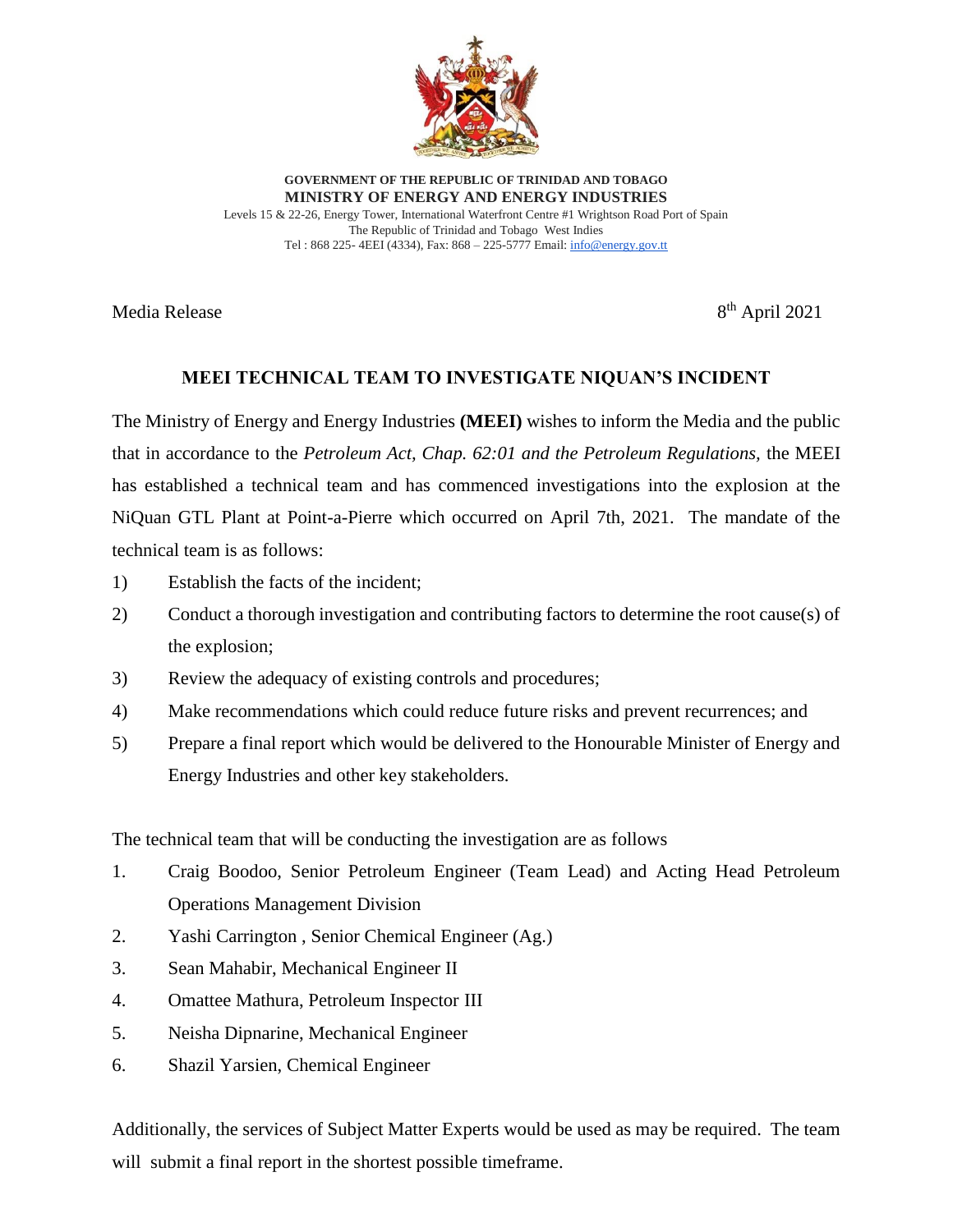**GOVERNMENT OF THE REPUBLIC OF TRINIDAD AND TOBAGO**
**MINISTRY OF ENERGY AND ENERGY INDUSTRIES**
Levels 15 & 22-26, Energy Tower, International Waterfront Centre #1 Wrightson Road Port of Spain
The Republic of Trinidad and Tobago West Indies
Tel : 868 225- 4EEI (4334), Fax: 868 – 225-5777 Email: info@energy.gov.tt

Media Release 8th April 2021

## MEEI TECHNICAL TEAM TO INVESTIGATE NIQUAN'S INCIDENT

The Ministry of Energy and Energy Industries **(MEEI)** wishes to inform the Media and the public that in accordance to the *Petroleum Act, Chap. 62:01 and the Petroleum Regulations*, the MEEI has established a technical team and has commenced investigations into the explosion at the NiQuan GTL Plant at Point-a-Pierre which occurred on April 7th, 2021. The mandate of the technical team is as follows:

1) Establish the facts of the incident;
2) Conduct a thorough investigation and contributing factors to determine the root cause(s) of the explosion;
3) Review the adequacy of existing controls and procedures;
4) Make recommendations which could reduce future risks and prevent recurrences; and
5) Prepare a final report which would be delivered to the Honourable Minister of Energy and Energy Industries and other key stakeholders.

The technical team that will be conducting the investigation are as follows

1. Craig Boodoo, Senior Petroleum Engineer (Team Lead) and Acting Head Petroleum Operations Management Division
2. Yashi Carrington , Senior Chemical Engineer (Ag.)
3. Sean Mahabir, Mechanical Engineer II
4. Omattee Mathura, Petroleum Inspector III
5. Neisha Dipnarine, Mechanical Engineer
6. Shazil Yarsien, Chemical Engineer

Additionally, the services of Subject Matter Experts would be used as may be required. The team will submit a final report in the shortest possible timeframe.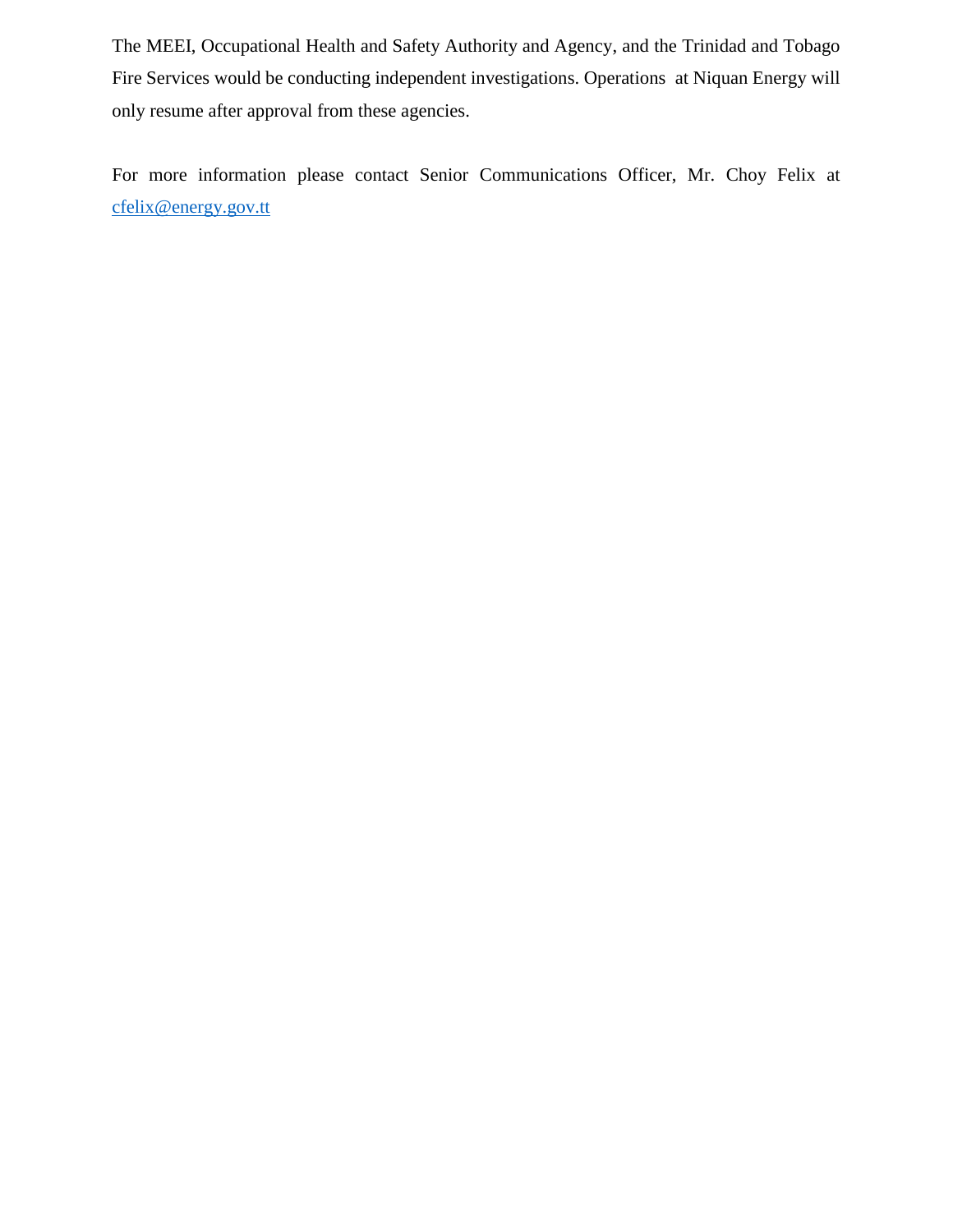The MEEI, Occupational Health and Safety Authority and Agency, and the Trinidad and Tobago Fire Services would be conducting independent investigations. Operations at Niquan Energy will only resume after approval from these agencies.

For more information please contact Senior Communications Officer, Mr. Choy Felix at [cfelix@energy.gov.tt](mailto:cfelix@energy.gov.tt)